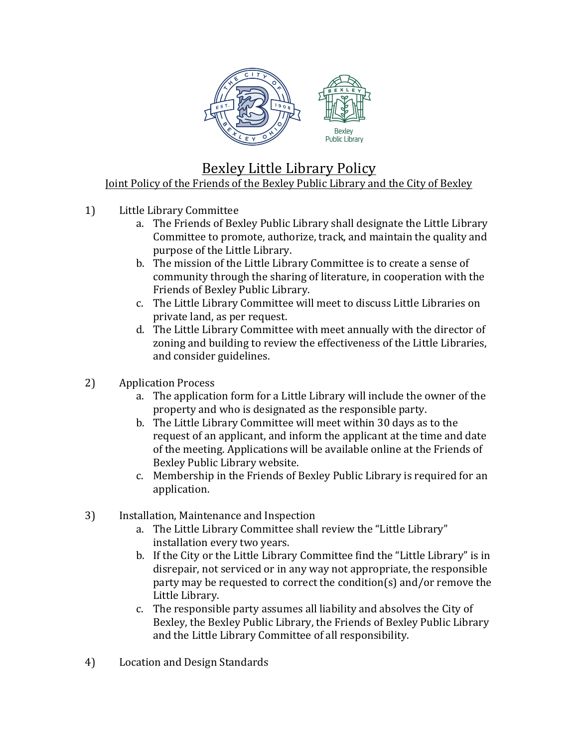# Bexley Little Library Policy

## Joint Policy of the Friends of the Bexley Public Library and the City of Bexley

1) Little Library Committee
   a. The Friends of Bexley Public Library shall designate the Little Library Committee to promote, authorize, track, and maintain the quality and purpose of the Little Library.
   b. The mission of the Little Library Committee is to create a sense of community through the sharing of literature, in cooperation with the Friends of Bexley Public Library.
   c. The Little Library Committee will meet to discuss Little Libraries on private land, as per request.
   d. The Little Library Committee with meet annually with the director of zoning and building to review the effectiveness of the Little Libraries, and consider guidelines.

2) Application Process
   a. The application form for a Little Library will include the owner of the property and who is designated as the responsible party.
   b. The Little Library Committee will meet within 30 days as to the request of an applicant, and inform the applicant at the time and date of the meeting. Applications will be available online at the Friends of Bexley Public Library website.
   c. Membership in the Friends of Bexley Public Library is required for an application.

3) Installation, Maintenance and Inspection
   a. The Little Library Committee shall review the "Little Library" installation every two years.
   b. If the City or the Little Library Committee find the "Little Library" is in disrepair, not serviced or in any way not appropriate, the responsible party may be requested to correct the condition(s) and/or remove the Little Library.
   c. The responsible party assumes all liability and absolves the City of Bexley, the Bexley Public Library, the Friends of Bexley Public Library and the Little Library Committee of all responsibility.

4) Location and Design Standards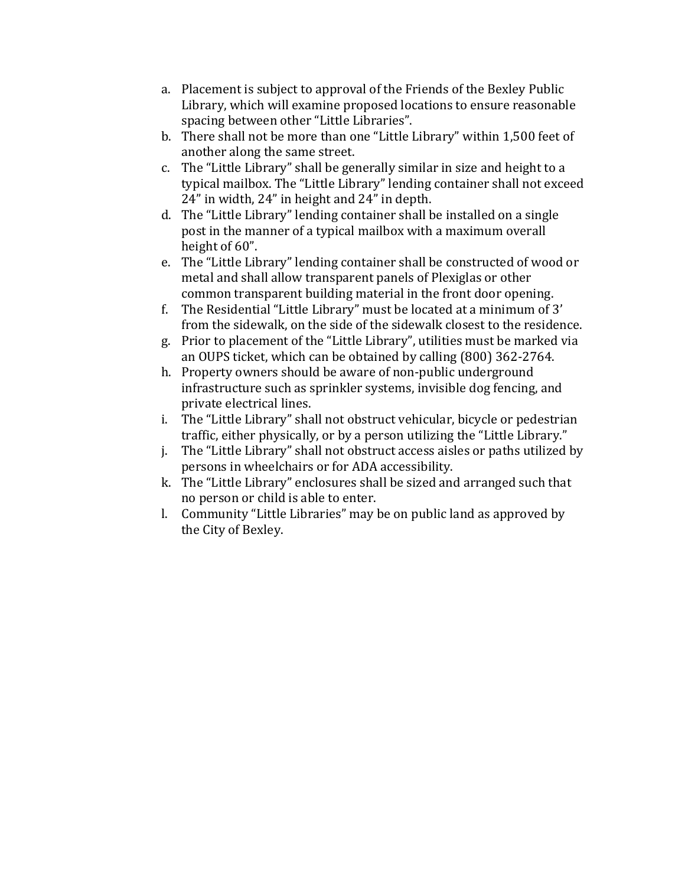a. Placement is subject to approval of the Friends of the Bexley Public Library, which will examine proposed locations to ensure reasonable spacing between other "Little Libraries".
b. There shall not be more than one "Little Library" within 1,500 feet of another along the same street.
c. The "Little Library" shall be generally similar in size and height to a typical mailbox. The "Little Library" lending container shall not exceed 24" in width, 24" in height and 24" in depth.
d. The "Little Library" lending container shall be installed on a single post in the manner of a typical mailbox with a maximum overall height of 60".
e. The "Little Library" lending container shall be constructed of wood or metal and shall allow transparent panels of Plexiglas or other common transparent building material in the front door opening.
f. The Residential "Little Library" must be located at a minimum of 3' from the sidewalk, on the side of the sidewalk closest to the residence.
g. Prior to placement of the "Little Library", utilities must be marked via an OUPS ticket, which can be obtained by calling (800) 362-2764.
h. Property owners should be aware of non-public underground infrastructure such as sprinkler systems, invisible dog fencing, and private electrical lines.
i. The "Little Library" shall not obstruct vehicular, bicycle or pedestrian traffic, either physically, or by a person utilizing the "Little Library."
j. The "Little Library" shall not obstruct access aisles or paths utilized by persons in wheelchairs or for ADA accessibility.
k. The "Little Library" enclosures shall be sized and arranged such that no person or child is able to enter.
l. Community "Little Libraries" may be on public land as approved by the City of Bexley.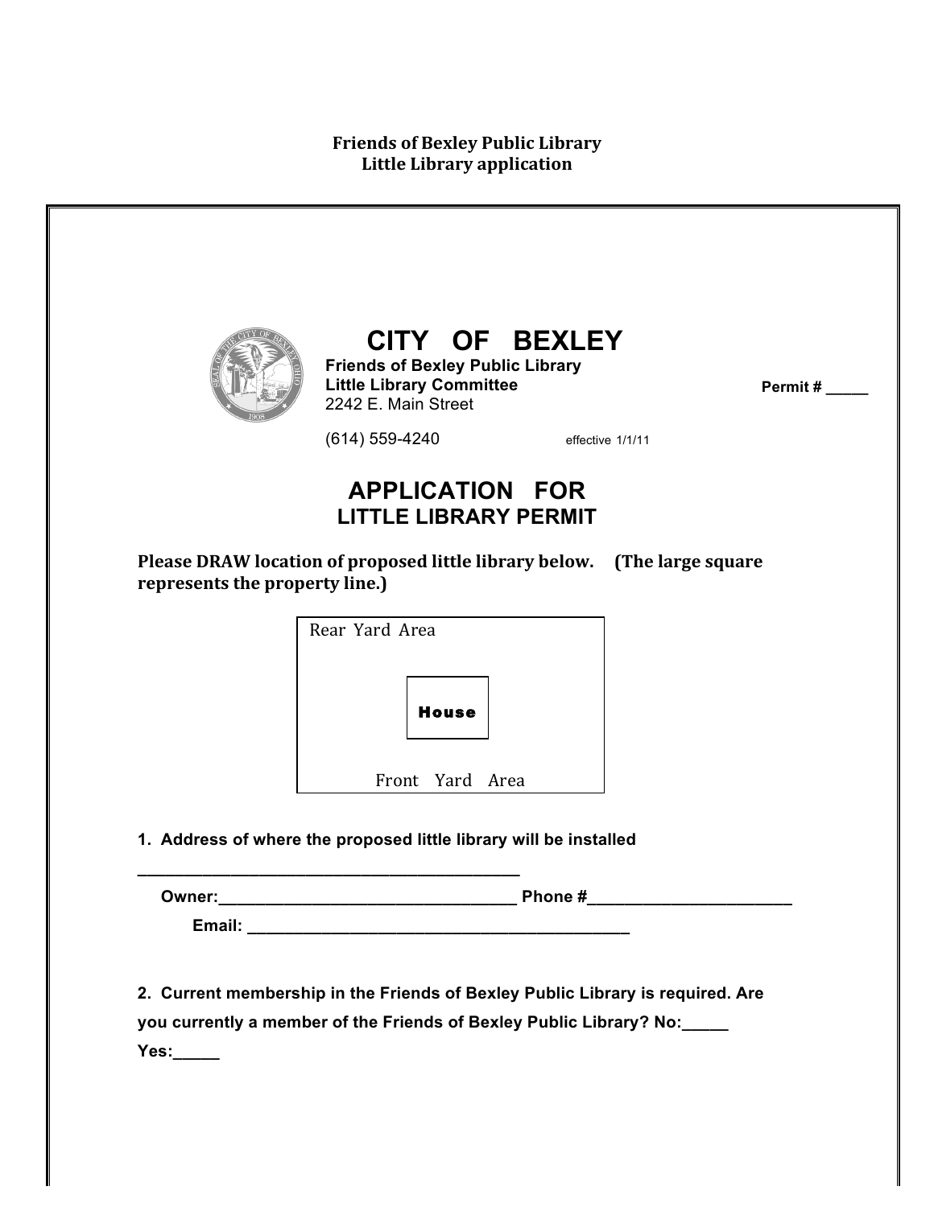**Friends of Bexley Public Library**
**Little Library application**

# CITY OF BEXLEY

**Friends of Bexley Public Library**
**Little Library Committee**
2242 E. Main Street

(614) 559-4240 effective 1/1/11

**Permit # _____**

## APPLICATION FOR
## LITTLE LIBRARY PERMIT

**Please DRAW location of proposed little library below. (The large square represents the property line.)**

Rear Yard Area

**House**

Front Yard Area

**1. Address of where the proposed little library will be installed**

**_____________________________________________**

**Owner:_________________________________ Phone #______________________**

**Email: ___________________________________________**

**2. Current membership in the Friends of Bexley Public Library is required. Are you currently a member of the Friends of Bexley Public Library? No:_____**
**Yes:_____**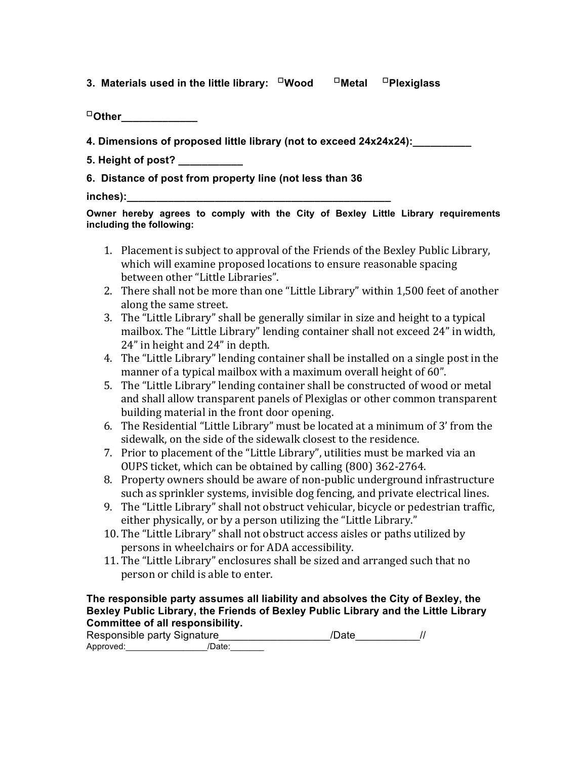**3. Materials used in the little library: ☐Wood ☐Metal ☐Plexiglass**

**☐Other_____________**

**4. Dimensions of proposed little library (not to exceed 24x24x24):__________**

**5. Height of post? ___________**

**6. Distance of post from property line (not less than 36 inches):_______________________________________________**

**Owner hereby agrees to comply with the City of Bexley Little Library requirements including the following:**

1. Placement is subject to approval of the Friends of the Bexley Public Library, which will examine proposed locations to ensure reasonable spacing between other "Little Libraries".
2. There shall not be more than one "Little Library" within 1,500 feet of another along the same street.
3. The "Little Library" shall be generally similar in size and height to a typical mailbox. The "Little Library" lending container shall not exceed 24" in width, 24" in height and 24" in depth.
4. The "Little Library" lending container shall be installed on a single post in the manner of a typical mailbox with a maximum overall height of 60".
5. The "Little Library" lending container shall be constructed of wood or metal and shall allow transparent panels of Plexiglas or other common transparent building material in the front door opening.
6. The Residential "Little Library" must be located at a minimum of 3' from the sidewalk, on the side of the sidewalk closest to the residence.
7. Prior to placement of the "Little Library", utilities must be marked via an OUPS ticket, which can be obtained by calling (800) 362-2764.
8. Property owners should be aware of non-public underground infrastructure such as sprinkler systems, invisible dog fencing, and private electrical lines.
9. The "Little Library" shall not obstruct vehicular, bicycle or pedestrian traffic, either physically, or by a person utilizing the "Little Library."
10. The "Little Library" shall not obstruct access aisles or paths utilized by persons in wheelchairs or for ADA accessibility.
11. The "Little Library" enclosures shall be sized and arranged such that no person or child is able to enter.

**The responsible party assumes all liability and absolves the City of Bexley, the Bexley Public Library, the Friends of Bexley Public Library and the Little Library Committee of all responsibility.**

Responsible party Signature___________________/Date___________//

Approved:________________/Date:_______